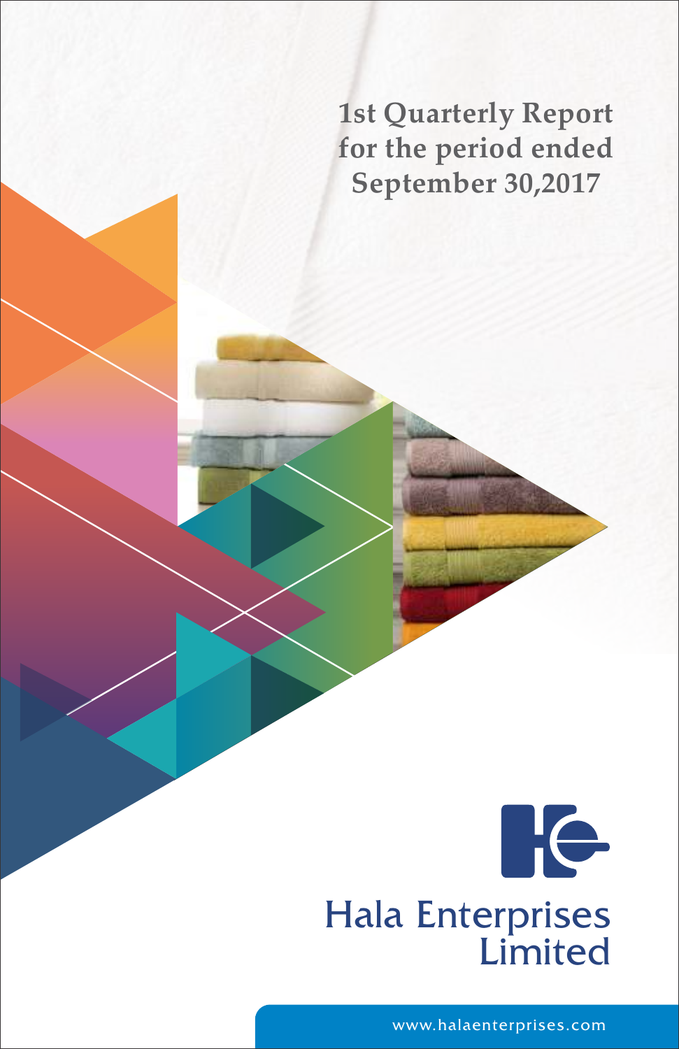# 1st Quarterly Report for the period ended September 30,2017

Hala Enterprises Limited

www.halaenterprises.com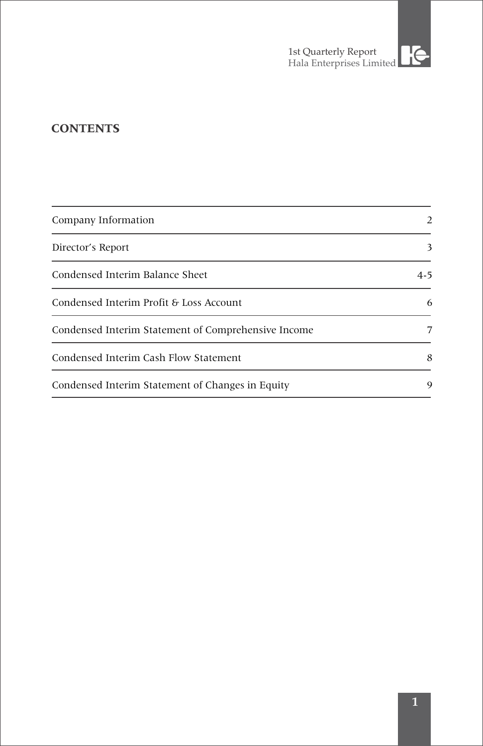## CONTENTS

| | |
|---|---|
| Company Information | 2 |
| Director's Report | 3 |
| Condensed Interim Balance Sheet | 4-5 |
| Condensed Interim Profit & Loss Account | 6 |
| Condensed Interim Statement of Comprehensive Income | 7 |
| Condensed Interim Cash Flow Statement | 8 |
| Condensed Interim Statement of Changes in Equity | 9 |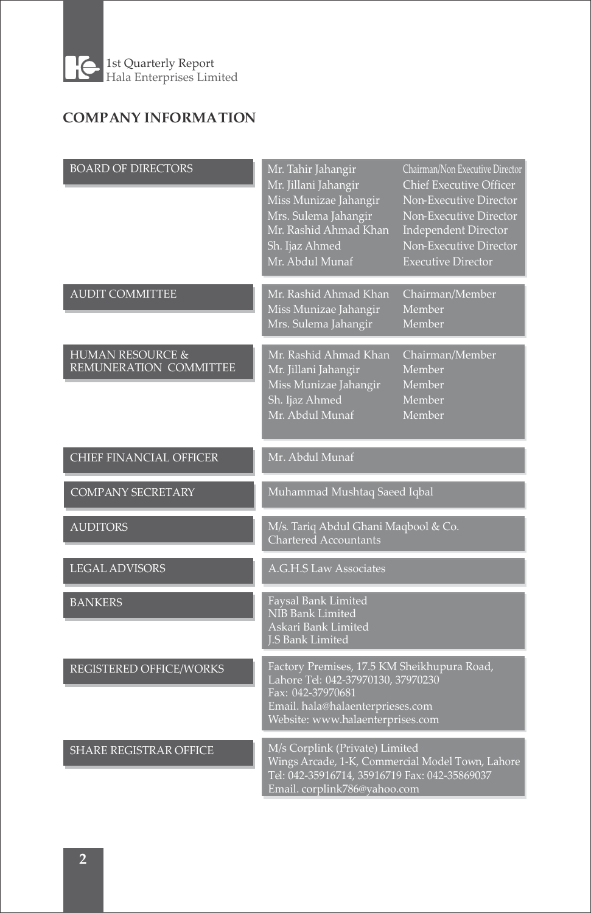## COMPANY INFORMATION

| | | |
|---|---|---|
| BOARD OF DIRECTORS | Mr. Tahir Jahangir | Chairman/Non Executive Director |
| | Mr. Jillani Jahangir | Chief Executive Officer |
| | Miss Munizae Jahangir | Non-Executive Director |
| | Mrs. Sulema Jahangir | Non-Executive Director |
| | Mr. Rashid Ahmad Khan | Independent Director |
| | Sh. Ijaz Ahmed | Non-Executive Director |
| | Mr. Abdul Munaf | Executive Director |
| AUDIT COMMITTEE | Mr. Rashid Ahmad Khan | Chairman/Member |
| | Miss Munizae Jahangir | Member |
| | Mrs. Sulema Jahangir | Member |
| HUMAN RESOURCE & REMUNERATION COMMITTEE | Mr. Rashid Ahmad Khan | Chairman/Member |
| | Mr. Jillani Jahangir | Member |
| | Miss Munizae Jahangir | Member |
| | Sh. Ijaz Ahmed | Member |
| | Mr. Abdul Munaf | Member |
| CHIEF FINANCIAL OFFICER | Mr. Abdul Munaf | |
| COMPANY SECRETARY | Muhammad Mushtaq Saeed Iqbal | |
| AUDITORS | M/s. Tariq Abdul Ghani Maqbool & Co. Chartered Accountants | |
| LEGAL ADVISORS | A.G.H.S Law Associates | |
| BANKERS | Faysal Bank Limited<br>NIB Bank Limited<br>Askari Bank Limited<br>J.S Bank Limited | |
| REGISTERED OFFICE/WORKS | Factory Premises, 17.5 KM Sheikhupura Road, Lahore Tel: 042-37970130, 37970230<br>Fax: 042-37970681<br>Email. hala@halaenterprieses.com<br>Website: www.halaenterprises.com | |
| SHARE REGISTRAR OFFICE | M/s Corplink (Private) Limited<br>Wings Arcade, 1-K, Commercial Model Town, Lahore<br>Tel: 042-35916714, 35916719 Fax: 042-35869037<br>Email. corplink786@yahoo.com | |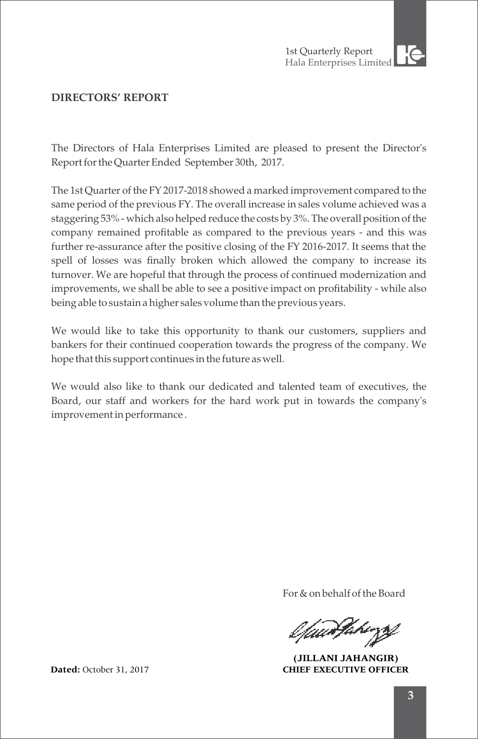## DIRECTORS' REPORT

The Directors of Hala Enterprises Limited are pleased to present the Director's Report for the Quarter Ended September 30th, 2017.

The 1st Quarter of the FY 2017-2018 showed a marked improvement compared to the same period of the previous FY. The overall increase in sales volume achieved was a staggering 53% - which also helped reduce the costs by 3%. The overall position of the company remained profitable as compared to the previous years - and this was further re-assurance after the positive closing of the FY 2016-2017. It seems that the spell of losses was finally broken which allowed the company to increase its turnover. We are hopeful that through the process of continued modernization and improvements, we shall be able to see a positive impact on profitability - while also being able to sustain a higher sales volume than the previous years.

We would like to take this opportunity to thank our customers, suppliers and bankers for their continued cooperation towards the progress of the company. We hope that this support continues in the future as well.

We would also like to thank our dedicated and talented team of executives, the Board, our staff and workers for the hard work put in towards the company's improvement in performance.

For & on behalf of the Board

**(JILLANI JAHANGIR)**
**CHIEF EXECUTIVE OFFICER**

**Dated:** October 31, 2017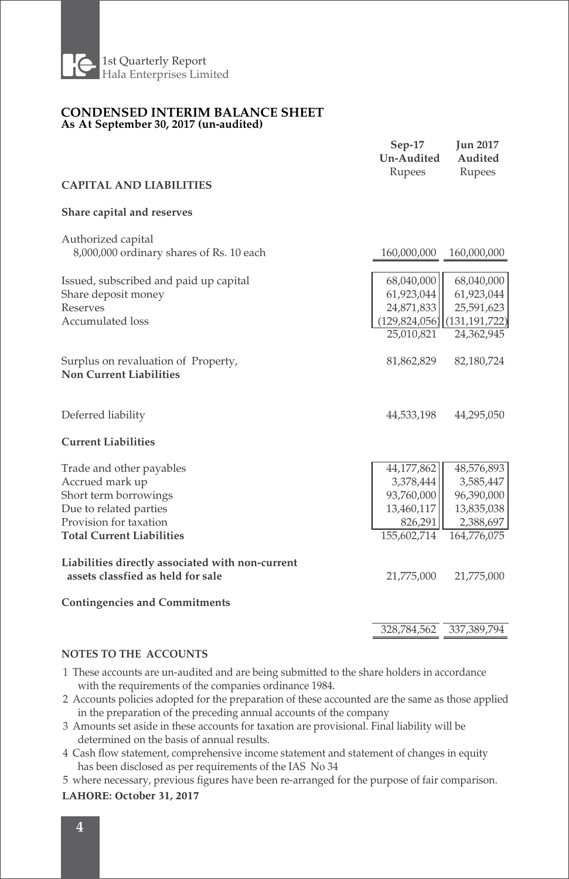## CONDENSED INTERIM BALANCE SHEET
**As At September 30, 2017 (un-audited)**

| | Sep-17 Un-Audited Rupees | Jun 2017 Audited Rupees |
|---|---|---|
| **CAPITAL AND LIABILITIES** | | |
| **Share capital and reserves** | | |
| Authorized capital | | |
| 8,000,000 ordinary shares of Rs. 10 each | 160,000,000 | 160,000,000 |
| Issued, subscribed and paid up capital | 68,040,000 | 68,040,000 |
| Share deposit money | 61,923,044 | 61,923,044 |
| Reserves | 24,871,833 | 25,591,623 |
| Accumulated loss | (129,824,056) | (131,191,722) |
| | 25,010,821 | 24,362,945 |
| Surplus on revaluation of Property, | 81,862,829 | 82,180,724 |
| **Non Current Liabilities** | | |
| Deferred liability | 44,533,198 | 44,295,050 |
| **Current Liabilities** | | |
| Trade and other payables | 44,177,862 | 48,576,893 |
| Accrued mark up | 3,378,444 | 3,585,447 |
| Short term borrowings | 93,760,000 | 96,390,000 |
| Due to related parties | 13,460,117 | 13,835,038 |
| Provision for taxation | 826,291 | 2,388,697 |
| **Total Current Liabilities** | 155,602,714 | 164,776,075 |
| **Liabilities directly associated with non-current assets classfied as held for sale** | 21,775,000 | 21,775,000 |
| **Contingencies and Commitments** | | |
| | 328,784,562 | 337,389,794 |

### NOTES TO THE ACCOUNTS

1. These accounts are un-audited and are being submitted to the share holders in accordance with the requirements of the companies ordinance 1984.
2. Accounts policies adopted for the preparation of these accounted are the same as those applied in the preparation of the preceding annual accounts of the company
3. Amounts set aside in these accounts for taxation are provisional. Final liability will be determined on the basis of annual results.
4. Cash flow statement, comprehensive income statement and statement of changes in equity has been disclosed as per requirements of the IAS No 34
5. where necessary, previous figures have been re-arranged for the purpose of fair comparison.

**LAHORE: October 31, 2017**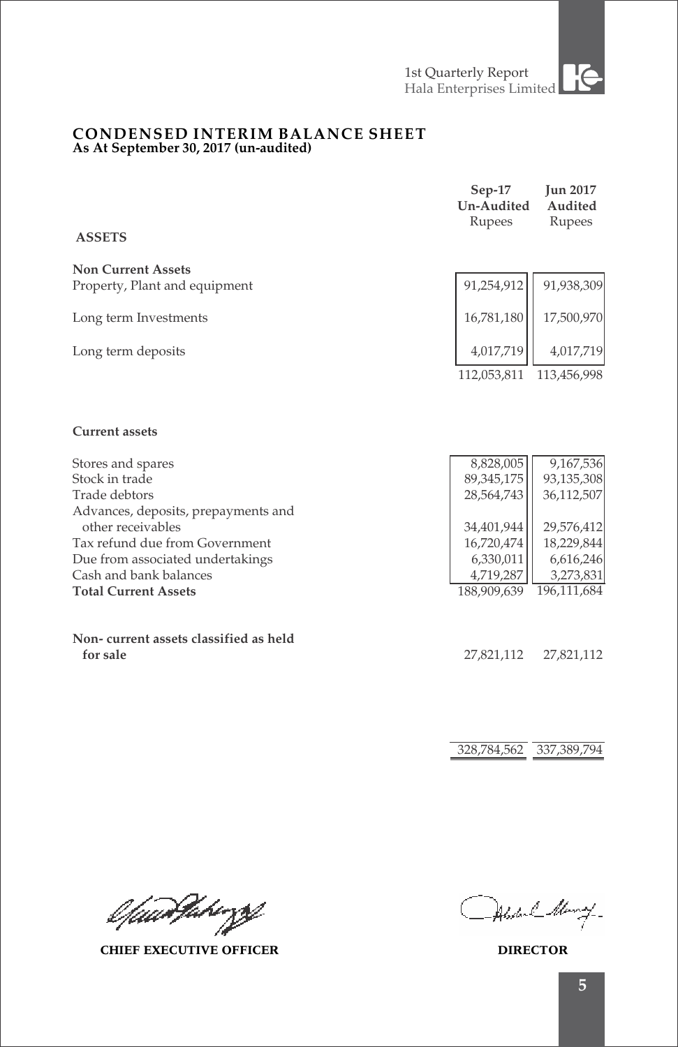## CONDENSED INTERIM BALANCE SHEET
**As At September 30, 2017 (un-audited)**

| | Sep-17 Un-Audited Rupees | Jun 2017 Audited Rupees |
|---|---|---|
| **ASSETS** | | |
| **Non Current Assets** | | |
| Property, Plant and equipment | 91,254,912 | 91,938,309 |
| Long term Investments | 16,781,180 | 17,500,970 |
| Long term deposits | 4,017,719 | 4,017,719 |
| | 112,053,811 | 113,456,998 |
| **Current assets** | | |
| Stores and spares | 8,828,005 | 9,167,536 |
| Stock in trade | 89,345,175 | 93,135,308 |
| Trade debtors | 28,564,743 | 36,112,507 |
| Advances, deposits, prepayments and other receivables | 34,401,944 | 29,576,412 |
| Tax refund due from Government | 16,720,474 | 18,229,844 |
| Due from associated undertakings | 6,330,011 | 6,616,246 |
| Cash and bank balances | 4,719,287 | 3,273,831 |
| **Total Current Assets** | 188,909,639 | 196,111,684 |
| **Non- current assets classified as held for sale** | 27,821,112 | 27,821,112 |
| | 328,784,562 | 337,389,794 |

**CHIEF EXECUTIVE OFFICER** **DIRECTOR**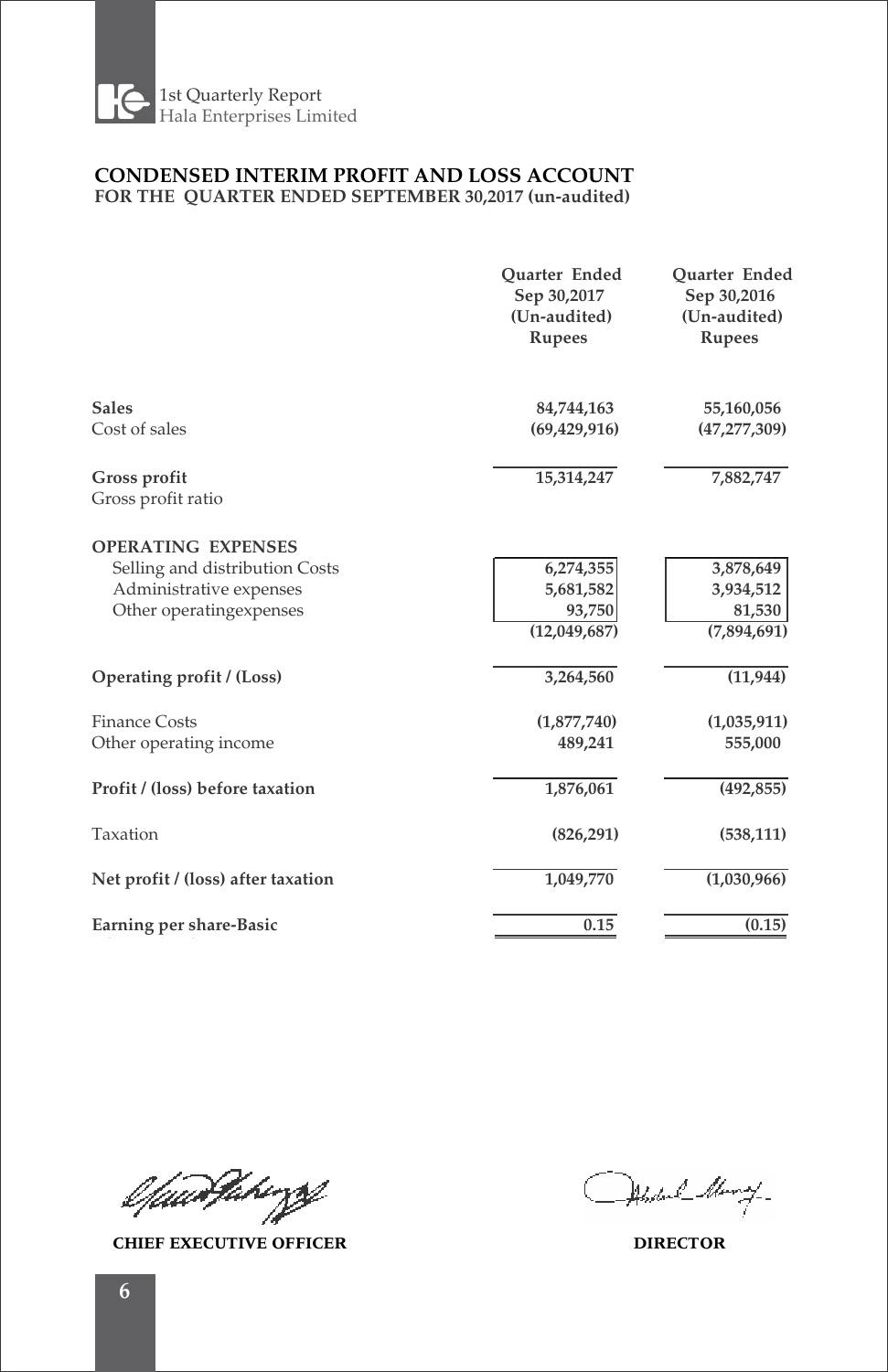## CONDENSED INTERIM PROFIT AND LOSS ACCOUNT

**FOR THE QUARTER ENDED SEPTEMBER 30,2017 (un-audited)**

| | Quarter Ended Sep 30,2017 (Un-audited) Rupees | Quarter Ended Sep 30,2016 (Un-audited) Rupees |
|---|---|---|
| **Sales** | 84,744,163 | 55,160,056 |
| Cost of sales | (69,429,916) | (47,277,309) |
| **Gross profit** | 15,314,247 | 7,882,747 |
| Gross profit ratio | | |
| **OPERATING EXPENSES** | | |
| Selling and distribution Costs | 6,274,355 | 3,878,649 |
| Administrative expenses | 5,681,582 | 3,934,512 |
| Other operatingexpenses | 93,750 | 81,530 |
| | (12,049,687) | (7,894,691) |
| **Operating profit / (Loss)** | 3,264,560 | (11,944) |
| Finance Costs | (1,877,740) | (1,035,911) |
| Other operating income | 489,241 | 555,000 |
| **Profit / (loss) before taxation** | 1,876,061 | (492,855) |
| Taxation | (826,291) | (538,111) |
| **Net profit / (loss) after taxation** | 1,049,770 | (1,030,966) |
| **Earning per share-Basic** | 0.15 | (0.15) |

**CHIEF EXECUTIVE OFFICER** **DIRECTOR**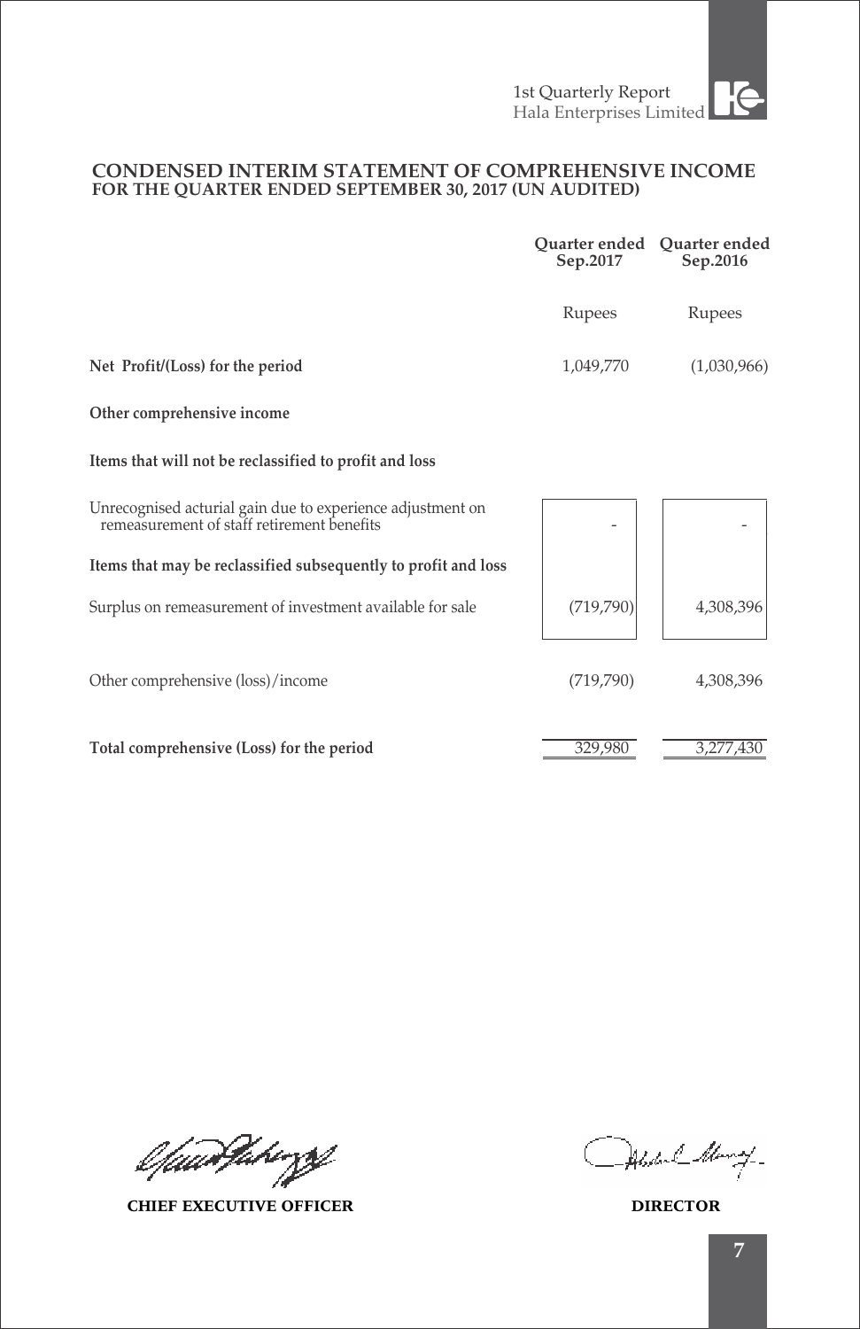## CONDENSED INTERIM STATEMENT OF COMPREHENSIVE INCOME
### FOR THE QUARTER ENDED SEPTEMBER 30, 2017 (UN AUDITED)

| | Quarter ended Sep.2017 | Quarter ended Sep.2016 |
|---|---|---|
| | Rupees | Rupees |
| **Net Profit/(Loss) for the period** | 1,049,770 | (1,030,966) |
| **Other comprehensive income** | | |
| **Items that will not be reclassified to profit and loss** | | |
| Unrecognised acturial gain due to experience adjustment on remeasurement of staff retirement benefits | - | - |
| **Items that may be reclassified subsequently to profit and loss** | | |
| Surplus on remeasurement of investment available for sale | (719,790) | 4,308,396 |
| Other comprehensive (loss)/income | (719,790) | 4,308,396 |
| **Total comprehensive (Loss) for the period** | 329,980 | 3,277,430 |

**CHIEF EXECUTIVE OFFICER**

**DIRECTOR**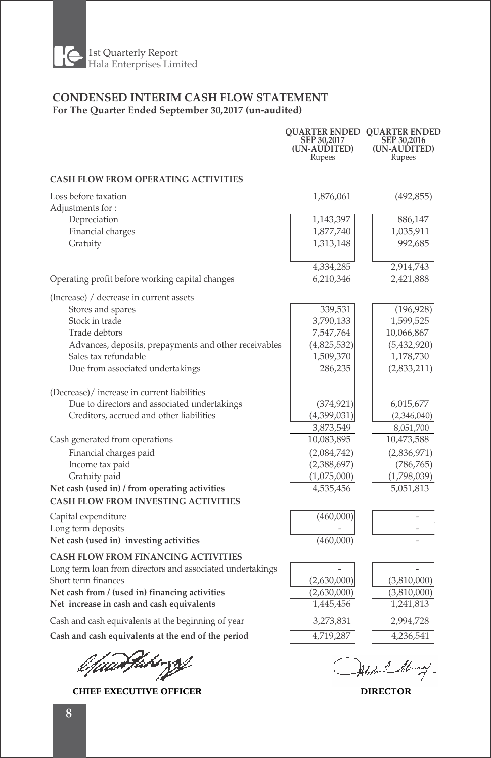# CONDENSED INTERIM CASH FLOW STATEMENT

**For The Quarter Ended September 30,2017 (un-audited)**

| | QUARTER ENDED SEP 30,2017 (UN-AUDITED) Rupees | QUARTER ENDED SEP 30,2016 (UN-AUDITED) Rupees |
|---|---|---|
| **CASH FLOW FROM OPERATING ACTIVITIES** | | |
| Loss before taxation | 1,876,061 | (492,855) |
| Adjustments for : | | |
| Depreciation | 1,143,397 | 886,147 |
| Financial charges | 1,877,740 | 1,035,911 |
| Gratuity | 1,313,148 | 992,685 |
| | 4,334,285 | 2,914,743 |
| Operating profit before working capital changes | 6,210,346 | 2,421,888 |
| (Increase) / decrease in current assets | | |
| Stores and spares | 339,531 | (196,928) |
| Stock in trade | 3,790,133 | 1,599,525 |
| Trade debtors | 7,547,764 | 10,066,867 |
| Advances, deposits, prepayments and other receivables | (4,825,532) | (5,432,920) |
| Sales tax refundable | 1,509,370 | 1,178,730 |
| Due from associated undertakings | 286,235 | (2,833,211) |
| (Decrease)/ increase in current liabilities | | |
| Due to directors and associated undertakings | (374,921) | 6,015,677 |
| Creditors, accrued and other liabilities | (4,399,031) | (2,346,040) |
| | 3,873,549 | 8,051,700 |
| Cash generated from operations | 10,083,895 | 10,473,588 |
| Financial charges paid | (2,084,742) | (2,836,971) |
| Income tax paid | (2,388,697) | (786,765) |
| Gratuity paid | (1,075,000) | (1,798,039) |
| **Net cash (used in) / from operating activities** | 4,535,456 | 5,051,813 |
| **CASH FLOW FROM INVESTING ACTIVITIES** | | |
| Capital expenditure | (460,000) | - |
| Long term deposits | - | - |
| **Net cash (used in) investing activities** | (460,000) | - |
| **CASH FLOW FROM FINANCING ACTIVITIES** | | |
| Long term loan from directors and associated undertakings | - | - |
| Short term finances | (2,630,000) | (3,810,000) |
| **Net cash from / (used in) financing activities** | (2,630,000) | (3,810,000) |
| **Net increase in cash and cash equivalents** | 1,445,456 | 1,241,813 |
| Cash and cash equivalents at the beginning of year | 3,273,831 | 2,994,728 |
| **Cash and cash equivalents at the end of the period** | 4,719,287 | 4,236,541 |

**CHIEF EXECUTIVE OFFICER** **DIRECTOR**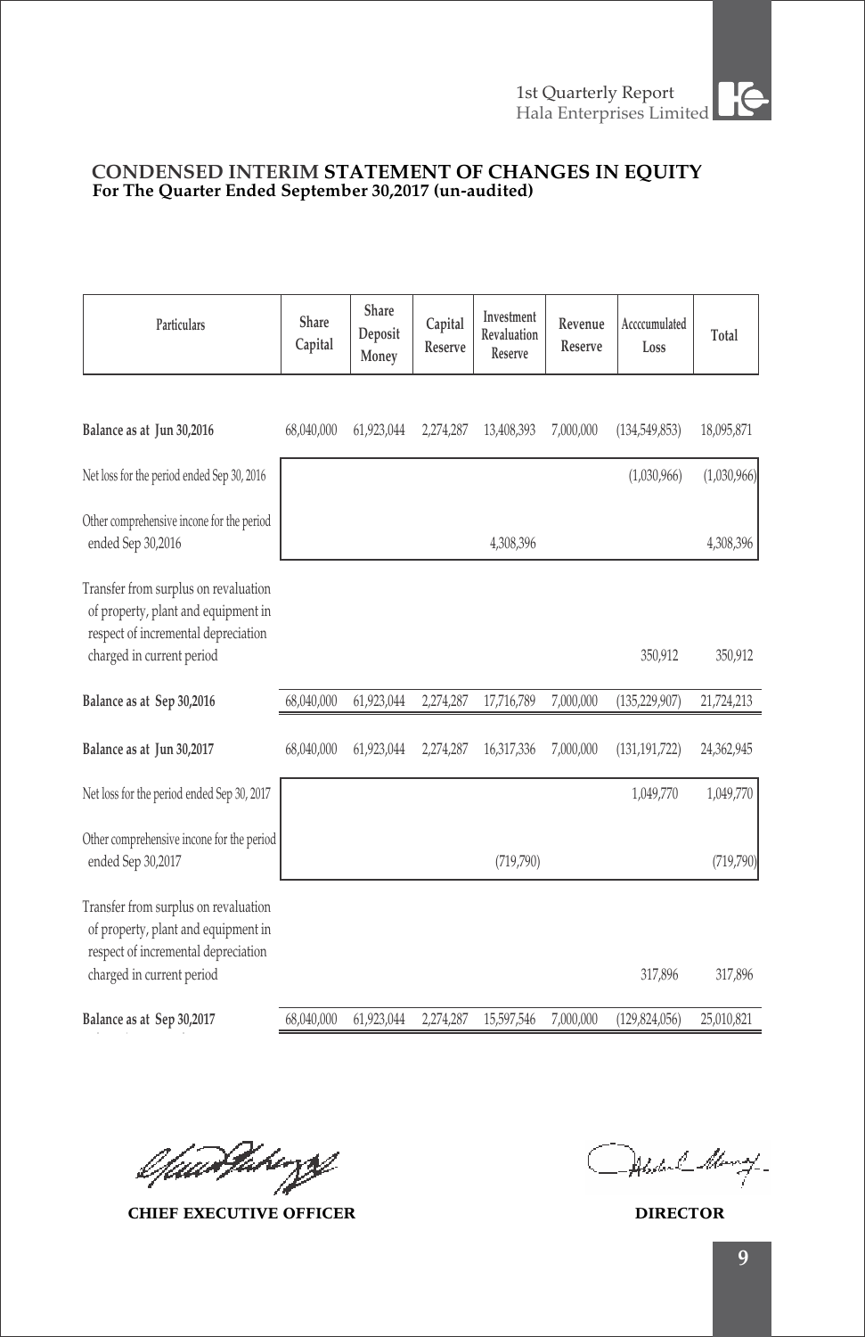## CONDENSED INTERIM STATEMENT OF CHANGES IN EQUITY
**For The Quarter Ended September 30,2017 (un-audited)**

| Particulars | Share Capital | Share Deposit Money | Capital Reserve | Investment Revaluation Reserve | Revenue Reserve | Acccumulated Loss | Total |
|---|---|---|---|---|---|---|---|
| **Balance as at Jun 30,2016** | 68,040,000 | 61,923,044 | 2,274,287 | 13,408,393 | 7,000,000 | (134,549,853) | 18,095,871 |
| Net loss for the period ended Sep 30, 2016 | | | | | | (1,030,966) | (1,030,966) |
| Other comprehensive incone for the period ended Sep 30,2016 | | | | 4,308,396 | | | 4,308,396 |
| Transfer from surplus on revaluation of property, plant and equipment in respect of incremental depreciation charged in current period | | | | | | 350,912 | 350,912 |
| **Balance as at Sep 30,2016** | 68,040,000 | 61,923,044 | 2,274,287 | 17,716,789 | 7,000,000 | (135,229,907) | 21,724,213 |
| **Balance as at Jun 30,2017** | 68,040,000 | 61,923,044 | 2,274,287 | 16,317,336 | 7,000,000 | (131,191,722) | 24,362,945 |
| Net loss for the period ended Sep 30, 2017 | | | | | | 1,049,770 | 1,049,770 |
| Other comprehensive incone for the period ended Sep 30,2017 | | | | (719,790) | | | (719,790) |
| Transfer from surplus on revaluation of property, plant and equipment in respect of incremental depreciation charged in current period | | | | | | 317,896 | 317,896 |
| **Balance as at Sep 30,2017** | 68,040,000 | 61,923,044 | 2,274,287 | 15,597,546 | 7,000,000 | (129,824,056) | 25,010,821 |

**CHIEF EXECUTIVE OFFICER** **DIRECTOR**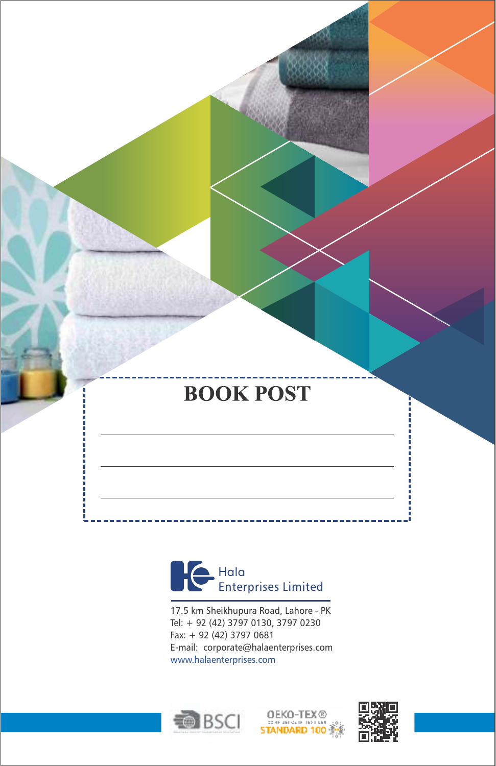# BOOK POST

Hala
Enterprises Limited

17.5 km Sheikhupura Road, Lahore - PK
Tel: + 92 (42) 3797 0130, 3797 0230
Fax: + 92 (42) 3797 0681
E-mail: corporate@halaenterprises.com
www.halaenterprises.com

BSCI

OEKO-TEX®
STANDARD 100